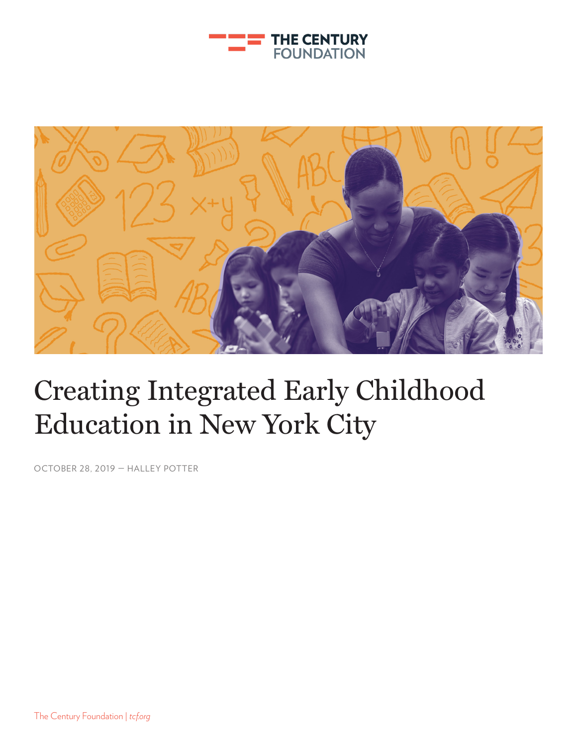THE CENTURY FOUNDATION

# Creating Integrated Early Childhood Education in New York City

OCTOBER 28, 2019 — HALLEY POTTER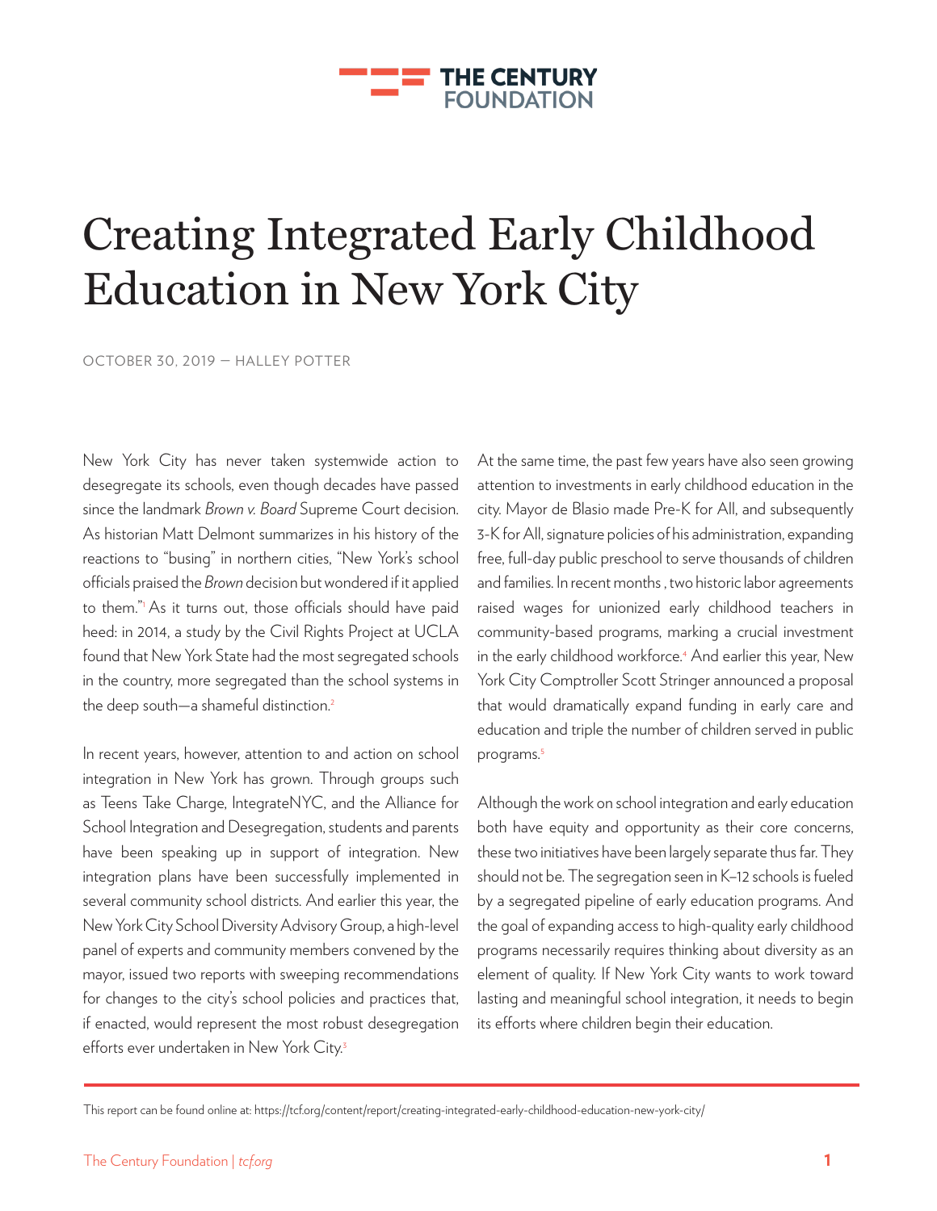# Creating Integrated Early Childhood Education in New York City

OCTOBER 30, 2019 — HALLEY POTTER

New York City has never taken systemwide action to desegregate its schools, even though decades have passed since the landmark *Brown v. Board* Supreme Court decision. As historian Matt Delmont summarizes in his history of the reactions to "busing" in northern cities, "New York's school officials praised the *Brown* decision but wondered if it applied to them."[1] As it turns out, those officials should have paid heed: in 2014, a study by the Civil Rights Project at UCLA found that New York State had the most segregated schools in the country, more segregated than the school systems in the deep south—a shameful distinction.[2]

In recent years, however, attention to and action on school integration in New York has grown. Through groups such as Teens Take Charge, IntegrateNYC, and the Alliance for School Integration and Desegregation, students and parents have been speaking up in support of integration. New integration plans have been successfully implemented in several community school districts. And earlier this year, the New York City School Diversity Advisory Group, a high-level panel of experts and community members convened by the mayor, issued two reports with sweeping recommendations for changes to the city's school policies and practices that, if enacted, would represent the most robust desegregation efforts ever undertaken in New York City.[3]

At the same time, the past few years have also seen growing attention to investments in early childhood education in the city. Mayor de Blasio made Pre-K for All, and subsequently 3-K for All, signature policies of his administration, expanding free, full-day public preschool to serve thousands of children and families. In recent months , two historic labor agreements raised wages for unionized early childhood teachers in community-based programs, marking a crucial investment in the early childhood workforce.[4] And earlier this year, New York City Comptroller Scott Stringer announced a proposal that would dramatically expand funding in early care and education and triple the number of children served in public programs.[5]

Although the work on school integration and early education both have equity and opportunity as their core concerns, these two initiatives have been largely separate thus far. They should not be. The segregation seen in K–12 schools is fueled by a segregated pipeline of early education programs. And the goal of expanding access to high-quality early childhood programs necessarily requires thinking about diversity as an element of quality. If New York City wants to work toward lasting and meaningful school integration, it needs to begin its efforts where children begin their education.

This report can be found online at: https://tcf.org/content/report/creating-integrated-early-childhood-education-new-york-city/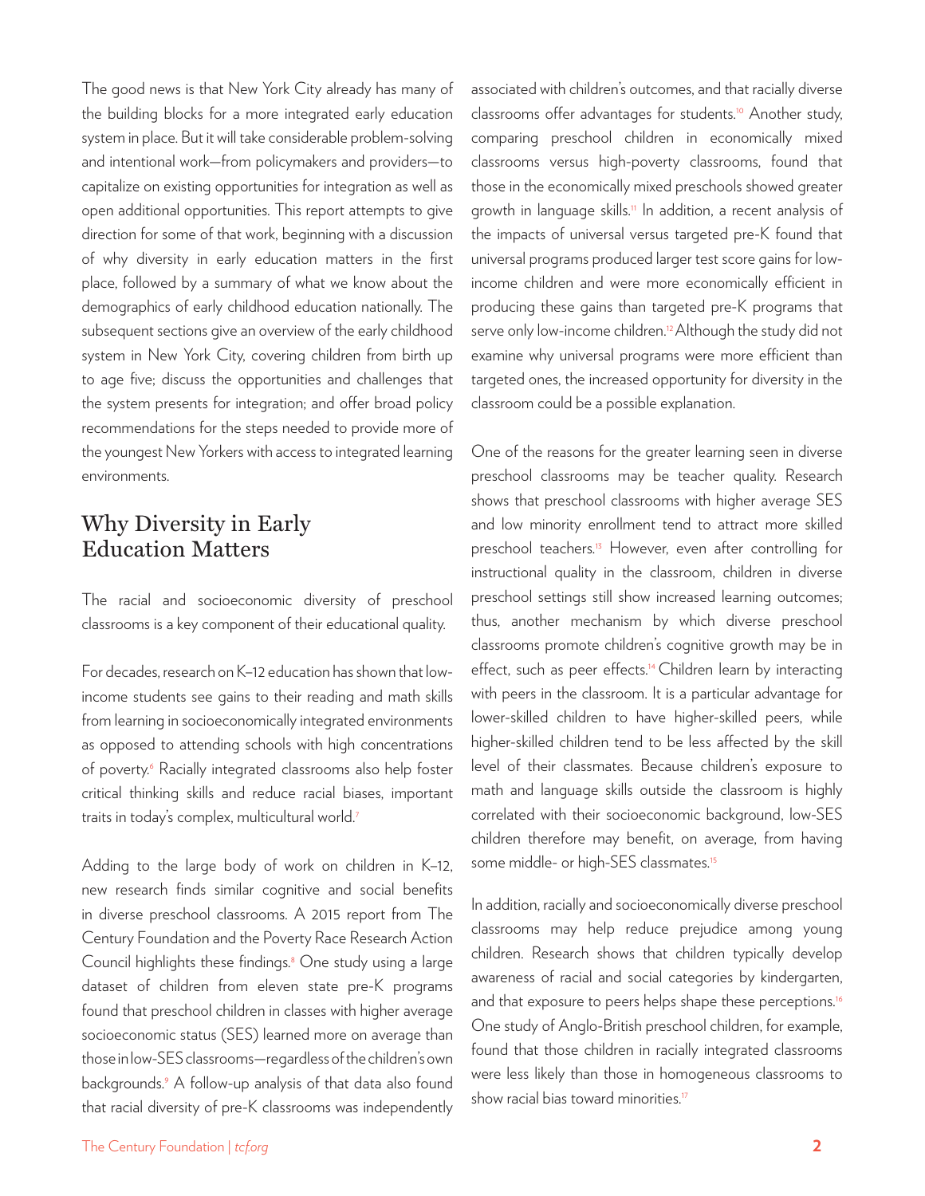The good news is that New York City already has many of the building blocks for a more integrated early education system in place. But it will take considerable problem-solving and intentional work—from policymakers and providers—to capitalize on existing opportunities for integration as well as open additional opportunities. This report attempts to give direction for some of that work, beginning with a discussion of why diversity in early education matters in the first place, followed by a summary of what we know about the demographics of early childhood education nationally. The subsequent sections give an overview of the early childhood system in New York City, covering children from birth up to age five; discuss the opportunities and challenges that the system presents for integration; and offer broad policy recommendations for the steps needed to provide more of the youngest New Yorkers with access to integrated learning environments.

## Why Diversity in Early Education Matters

The racial and socioeconomic diversity of preschool classrooms is a key component of their educational quality.

For decades, research on K–12 education has shown that low-income students see gains to their reading and math skills from learning in socioeconomically integrated environments as opposed to attending schools with high concentrations of poverty.[6] Racially integrated classrooms also help foster critical thinking skills and reduce racial biases, important traits in today's complex, multicultural world.[7]

Adding to the large body of work on children in K–12, new research finds similar cognitive and social benefits in diverse preschool classrooms. A 2015 report from The Century Foundation and the Poverty Race Research Action Council highlights these findings.[8] One study using a large dataset of children from eleven state pre-K programs found that preschool children in classes with higher average socioeconomic status (SES) learned more on average than those in low-SES classrooms—regardless of the children's own backgrounds.[9] A follow-up analysis of that data also found that racial diversity of pre-K classrooms was independently associated with children's outcomes, and that racially diverse classrooms offer advantages for students.[10] Another study, comparing preschool children in economically mixed classrooms versus high-poverty classrooms, found that those in the economically mixed preschools showed greater growth in language skills.[11] In addition, a recent analysis of the impacts of universal versus targeted pre-K found that universal programs produced larger test score gains for low-income children and were more economically efficient in producing these gains than targeted pre-K programs that serve only low-income children.[12] Although the study did not examine why universal programs were more efficient than targeted ones, the increased opportunity for diversity in the classroom could be a possible explanation.

One of the reasons for the greater learning seen in diverse preschool classrooms may be teacher quality. Research shows that preschool classrooms with higher average SES and low minority enrollment tend to attract more skilled preschool teachers.[13] However, even after controlling for instructional quality in the classroom, children in diverse preschool settings still show increased learning outcomes; thus, another mechanism by which diverse preschool classrooms promote children's cognitive growth may be in effect, such as peer effects.[14] Children learn by interacting with peers in the classroom. It is a particular advantage for lower-skilled children to have higher-skilled peers, while higher-skilled children tend to be less affected by the skill level of their classmates. Because children's exposure to math and language skills outside the classroom is highly correlated with their socioeconomic background, low-SES children therefore may benefit, on average, from having some middle- or high-SES classmates.[15]

In addition, racially and socioeconomically diverse preschool classrooms may help reduce prejudice among young children. Research shows that children typically develop awareness of racial and social categories by kindergarten, and that exposure to peers helps shape these perceptions.[16] One study of Anglo-British preschool children, for example, found that those children in racially integrated classrooms were less likely than those in homogeneous classrooms to show racial bias toward minorities.[17]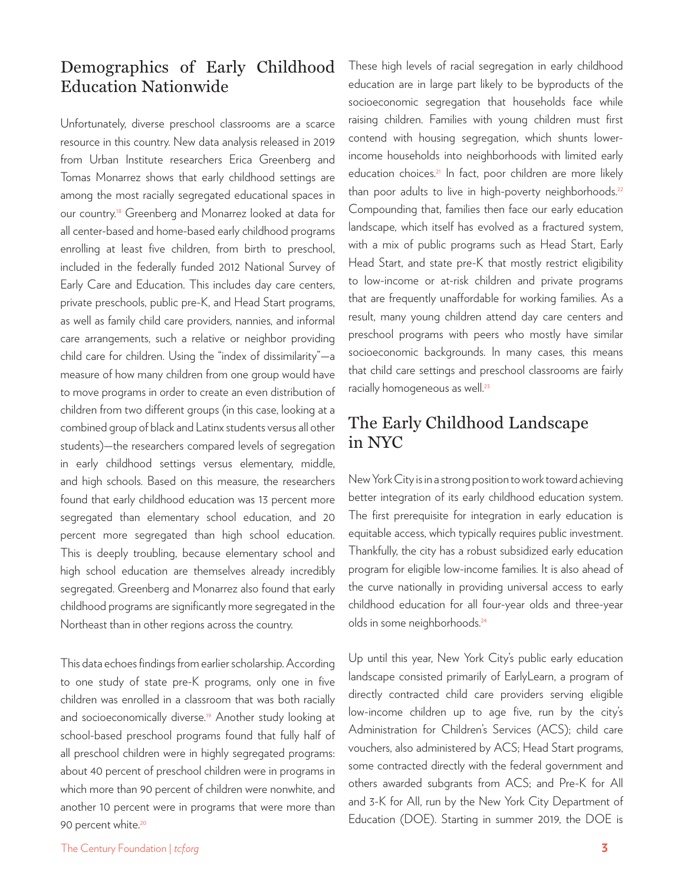## Demographics of Early Childhood Education Nationwide

Unfortunately, diverse preschool classrooms are a scarce resource in this country. New data analysis released in 2019 from Urban Institute researchers Erica Greenberg and Tomas Monarrez shows that early childhood settings are among the most racially segregated educational spaces in our country.[18] Greenberg and Monarrez looked at data for all center-based and home-based early childhood programs enrolling at least five children, from birth to preschool, included in the federally funded 2012 National Survey of Early Care and Education. This includes day care centers, private preschools, public pre-K, and Head Start programs, as well as family child care providers, nannies, and informal care arrangements, such a relative or neighbor providing child care for children. Using the "index of dissimilarity"—a measure of how many children from one group would have to move programs in order to create an even distribution of children from two different groups (in this case, looking at a combined group of black and Latinx students versus all other students)—the researchers compared levels of segregation in early childhood settings versus elementary, middle, and high schools. Based on this measure, the researchers found that early childhood education was 13 percent more segregated than elementary school education, and 20 percent more segregated than high school education. This is deeply troubling, because elementary school and high school education are themselves already incredibly segregated. Greenberg and Monarrez also found that early childhood programs are significantly more segregated in the Northeast than in other regions across the country.

This data echoes findings from earlier scholarship. According to one study of state pre-K programs, only one in five children was enrolled in a classroom that was both racially and socioeconomically diverse.[19] Another study looking at school-based preschool programs found that fully half of all preschool children were in highly segregated programs: about 40 percent of preschool children were in programs in which more than 90 percent of children were nonwhite, and another 10 percent were in programs that were more than 90 percent white.[20]

These high levels of racial segregation in early childhood education are in large part likely to be byproducts of the socioeconomic segregation that households face while raising children. Families with young children must first contend with housing segregation, which shunts lower-income households into neighborhoods with limited early education choices.[21] In fact, poor children are more likely than poor adults to live in high-poverty neighborhoods.[22] Compounding that, families then face our early education landscape, which itself has evolved as a fractured system, with a mix of public programs such as Head Start, Early Head Start, and state pre-K that mostly restrict eligibility to low-income or at-risk children and private programs that are frequently unaffordable for working families. As a result, many young children attend day care centers and preschool programs with peers who mostly have similar socioeconomic backgrounds. In many cases, this means that child care settings and preschool classrooms are fairly racially homogeneous as well.[23]

## The Early Childhood Landscape in NYC

New York City is in a strong position to work toward achieving better integration of its early childhood education system. The first prerequisite for integration in early education is equitable access, which typically requires public investment. Thankfully, the city has a robust subsidized early education program for eligible low-income families. It is also ahead of the curve nationally in providing universal access to early childhood education for all four-year olds and three-year olds in some neighborhoods.[24]

Up until this year, New York City's public early education landscape consisted primarily of EarlyLearn, a program of directly contracted child care providers serving eligible low-income children up to age five, run by the city's Administration for Children's Services (ACS); child care vouchers, also administered by ACS; Head Start programs, some contracted directly with the federal government and others awarded subgrants from ACS; and Pre-K for All and 3-K for All, run by the New York City Department of Education (DOE). Starting in summer 2019, the DOE is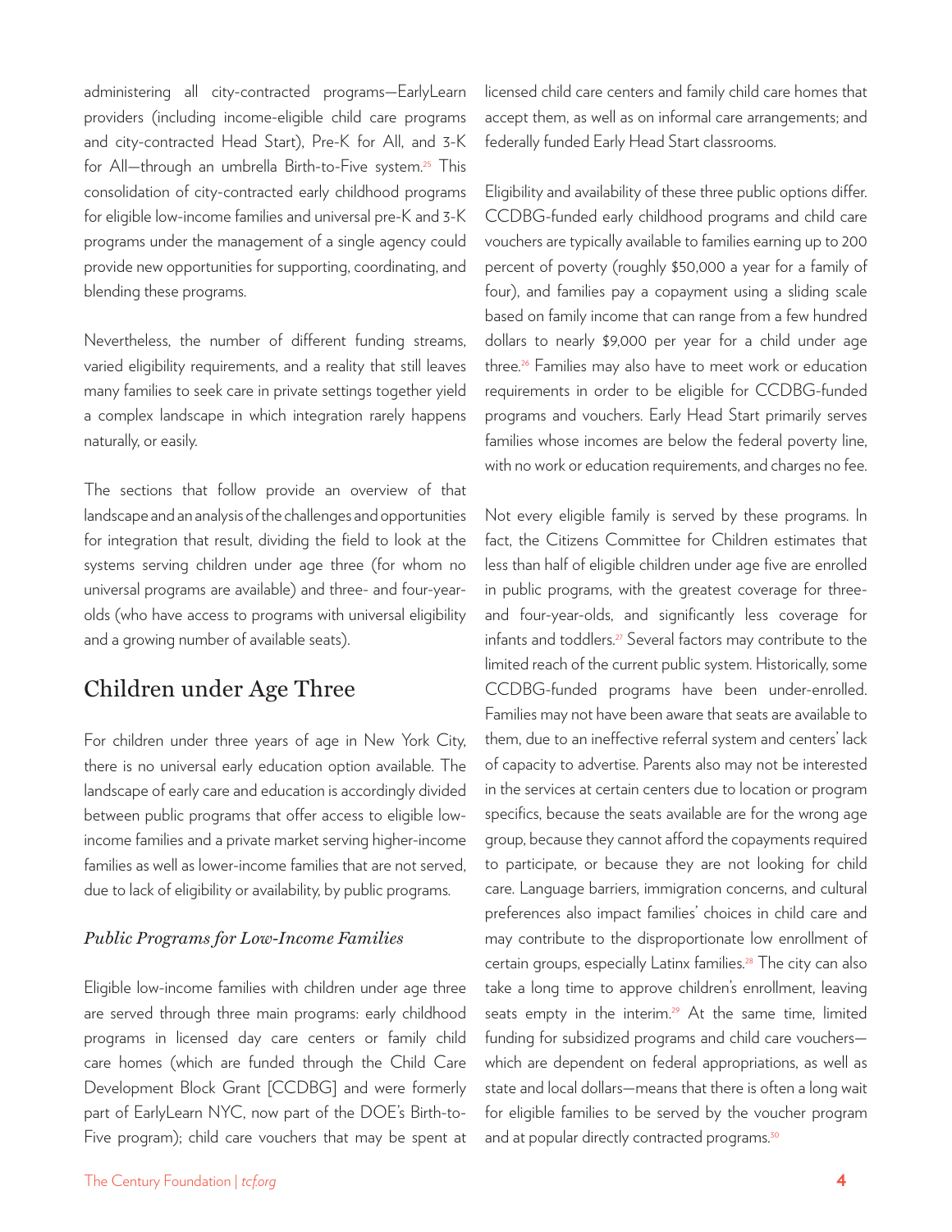administering all city-contracted programs—EarlyLearn providers (including income-eligible child care programs and city-contracted Head Start), Pre-K for All, and 3-K for All—through an umbrella Birth-to-Five system.[25] This consolidation of city-contracted early childhood programs for eligible low-income families and universal pre-K and 3-K programs under the management of a single agency could provide new opportunities for supporting, coordinating, and blending these programs.

Nevertheless, the number of different funding streams, varied eligibility requirements, and a reality that still leaves many families to seek care in private settings together yield a complex landscape in which integration rarely happens naturally, or easily.

The sections that follow provide an overview of that landscape and an analysis of the challenges and opportunities for integration that result, dividing the field to look at the systems serving children under age three (for whom no universal programs are available) and three- and four-year-olds (who have access to programs with universal eligibility and a growing number of available seats).

## Children under Age Three

For children under three years of age in New York City, there is no universal early education option available. The landscape of early care and education is accordingly divided between public programs that offer access to eligible low-income families and a private market serving higher-income families as well as lower-income families that are not served, due to lack of eligibility or availability, by public programs.

### *Public Programs for Low-Income Families*

Eligible low-income families with children under age three are served through three main programs: early childhood programs in licensed day care centers or family child care homes (which are funded through the Child Care Development Block Grant [CCDBG] and were formerly part of EarlyLearn NYC, now part of the DOE's Birth-to-Five program); child care vouchers that may be spent at licensed child care centers and family child care homes that accept them, as well as on informal care arrangements; and federally funded Early Head Start classrooms.

Eligibility and availability of these three public options differ. CCDBG-funded early childhood programs and child care vouchers are typically available to families earning up to 200 percent of poverty (roughly $50,000 a year for a family of four), and families pay a copayment using a sliding scale based on family income that can range from a few hundred dollars to nearly $9,000 per year for a child under age three.[26] Families may also have to meet work or education requirements in order to be eligible for CCDBG-funded programs and vouchers. Early Head Start primarily serves families whose incomes are below the federal poverty line, with no work or education requirements, and charges no fee.

Not every eligible family is served by these programs. In fact, the Citizens Committee for Children estimates that less than half of eligible children under age five are enrolled in public programs, with the greatest coverage for three- and four-year-olds, and significantly less coverage for infants and toddlers.[27] Several factors may contribute to the limited reach of the current public system. Historically, some CCDBG-funded programs have been under-enrolled. Families may not have been aware that seats are available to them, due to an ineffective referral system and centers' lack of capacity to advertise. Parents also may not be interested in the services at certain centers due to location or program specifics, because the seats available are for the wrong age group, because they cannot afford the copayments required to participate, or because they are not looking for child care. Language barriers, immigration concerns, and cultural preferences also impact families' choices in child care and may contribute to the disproportionate low enrollment of certain groups, especially Latinx families.[28] The city can also take a long time to approve children's enrollment, leaving seats empty in the interim.[29] At the same time, limited funding for subsidized programs and child care vouchers—which are dependent on federal appropriations, as well as state and local dollars—means that there is often a long wait for eligible families to be served by the voucher program and at popular directly contracted programs.[30]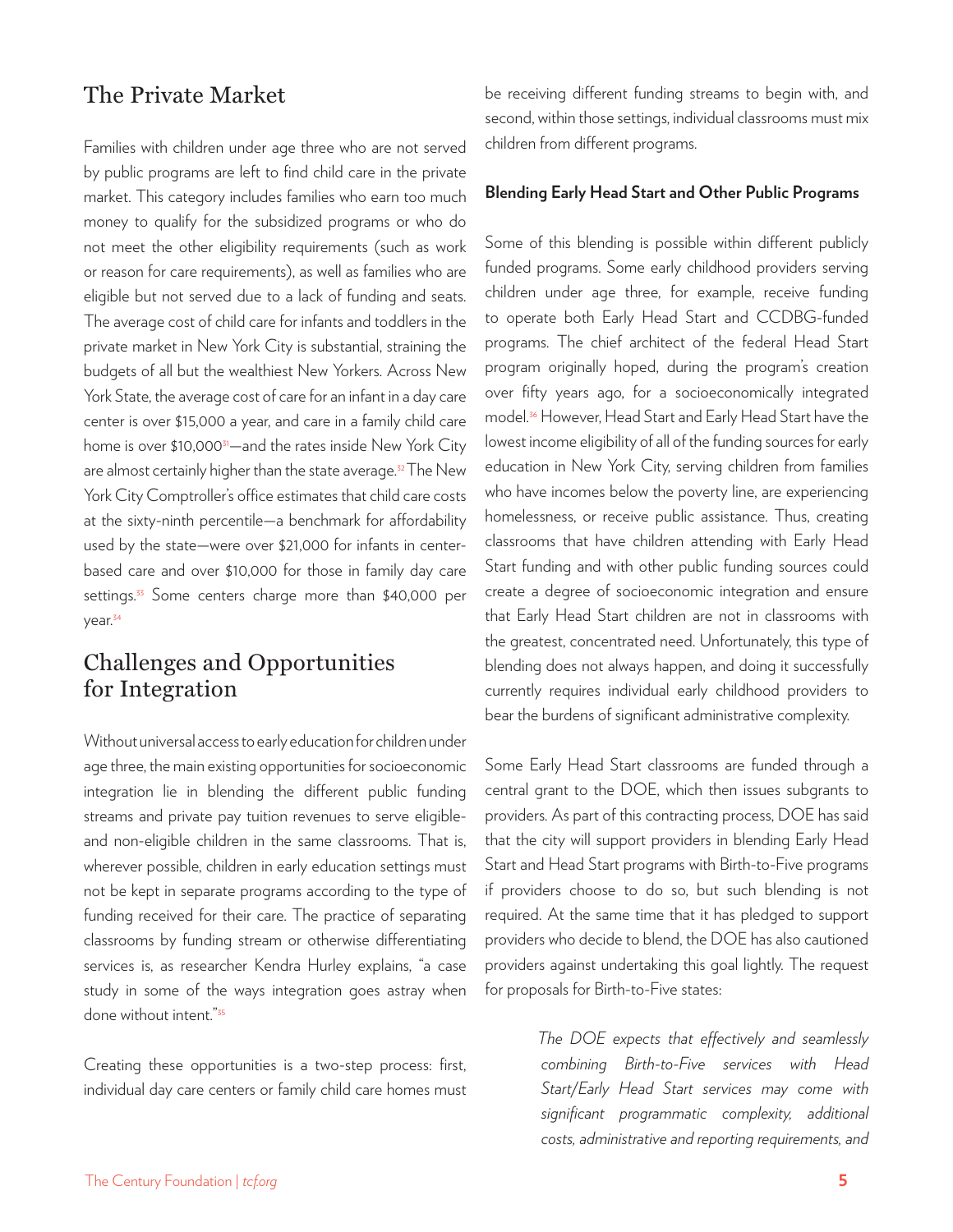## The Private Market

Families with children under age three who are not served by public programs are left to find child care in the private market. This category includes families who earn too much money to qualify for the subsidized programs or who do not meet the other eligibility requirements (such as work or reason for care requirements), as well as families who are eligible but not served due to a lack of funding and seats. The average cost of child care for infants and toddlers in the private market in New York City is substantial, straining the budgets of all but the wealthiest New Yorkers. Across New York State, the average cost of care for an infant in a day care center is over $15,000 a year, and care in a family child care home is over $10,000[31]—and the rates inside New York City are almost certainly higher than the state average.[32] The New York City Comptroller's office estimates that child care costs at the sixty-ninth percentile—a benchmark for affordability used by the state—were over $21,000 for infants in center-based care and over $10,000 for those in family day care settings.[33] Some centers charge more than $40,000 per year.[34]

## Challenges and Opportunities for Integration

Without universal access to early education for children under age three, the main existing opportunities for socioeconomic integration lie in blending the different public funding streams and private pay tuition revenues to serve eligible- and non-eligible children in the same classrooms. That is, wherever possible, children in early education settings must not be kept in separate programs according to the type of funding received for their care. The practice of separating classrooms by funding stream or otherwise differentiating services is, as researcher Kendra Hurley explains, "a case study in some of the ways integration goes astray when done without intent."[35]

Creating these opportunities is a two-step process: first, individual day care centers or family child care homes must be receiving different funding streams to begin with, and second, within those settings, individual classrooms must mix children from different programs.

**Blending Early Head Start and Other Public Programs**

Some of this blending is possible within different publicly funded programs. Some early childhood providers serving children under age three, for example, receive funding to operate both Early Head Start and CCDBG-funded programs. The chief architect of the federal Head Start program originally hoped, during the program's creation over fifty years ago, for a socioeconomically integrated model.[36] However, Head Start and Early Head Start have the lowest income eligibility of all of the funding sources for early education in New York City, serving children from families who have incomes below the poverty line, are experiencing homelessness, or receive public assistance. Thus, creating classrooms that have children attending with Early Head Start funding and with other public funding sources could create a degree of socioeconomic integration and ensure that Early Head Start children are not in classrooms with the greatest, concentrated need. Unfortunately, this type of blending does not always happen, and doing it successfully currently requires individual early childhood providers to bear the burdens of significant administrative complexity.

Some Early Head Start classrooms are funded through a central grant to the DOE, which then issues subgrants to providers. As part of this contracting process, DOE has said that the city will support providers in blending Early Head Start and Head Start programs with Birth-to-Five programs if providers choose to do so, but such blending is not required. At the same time that it has pledged to support providers who decide to blend, the DOE has also cautioned providers against undertaking this goal lightly. The request for proposals for Birth-to-Five states:

> *The DOE expects that effectively and seamlessly combining Birth-to-Five services with Head Start/Early Head Start services may come with significant programmatic complexity, additional costs, administrative and reporting requirements, and*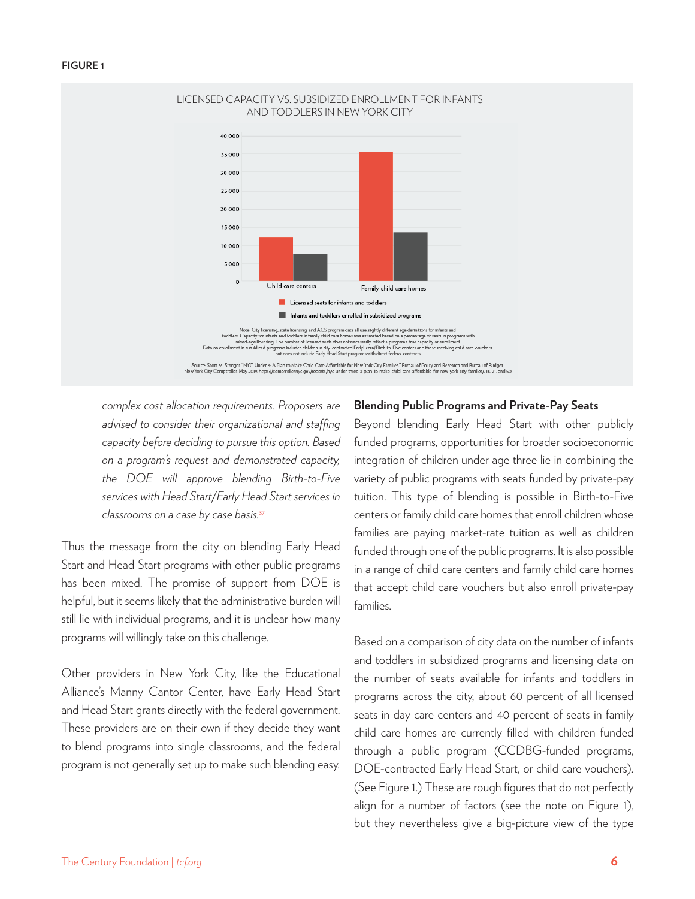**FIGURE 1**

LICENSED CAPACITY VS. SUBSIDIZED ENROLLMENT FOR INFANTS AND TODDLERS IN NEW YORK CITY

Note: City licensing, state licensing, and ACS program data all use slightly different age definitions for infants and toddlers. Capacity for infants and toddlers in family child care homes was estimated based on a percentage of seats in programs with mixed-age licensing. The number of licensed seats does not necessarily reflect a program's true capacity or enrollment. Data on enrollment in subsidized programs includes children in city-contracted EarlyLearn/Birth-to-Five centers and those receiving child care vouchers, but does not include Early Head Start programs with direct federal contracts.

Source: Scott M. Stringer, "NYC Under 3: A Plan to Make Child Care Affordable for New York City Families," Bureau of Policy and Research and Bureau of Budget, New York City Comptroller, May 2019, https://comptroller.nyc.gov/reports/nyc-under-three-a-plan-to-make-child-care-affordable-for-new-york-city-families/, 18, 21, and 50.

*complex cost allocation requirements. Proposers are advised to consider their organizational and staffing capacity before deciding to pursue this option. Based on a program's request and demonstrated capacity, the DOE will approve blending Birth-to-Five services with Head Start/Early Head Start services in classrooms on a case by case basis.*[37]

Thus the message from the city on blending Early Head Start and Head Start programs with other public programs has been mixed. The promise of support from DOE is helpful, but it seems likely that the administrative burden will still lie with individual programs, and it is unclear how many programs will willingly take on this challenge.

Other providers in New York City, like the Educational Alliance's Manny Cantor Center, have Early Head Start and Head Start grants directly with the federal government. These providers are on their own if they decide they want to blend programs into single classrooms, and the federal program is not generally set up to make such blending easy.

### Blending Public Programs and Private-Pay Seats

Beyond blending Early Head Start with other publicly funded programs, opportunities for broader socioeconomic integration of children under age three lie in combining the variety of public programs with seats funded by private-pay tuition. This type of blending is possible in Birth-to-Five centers or family child care homes that enroll children whose families are paying market-rate tuition as well as children funded through one of the public programs. It is also possible in a range of child care centers and family child care homes that accept child care vouchers but also enroll private-pay families.

Based on a comparison of city data on the number of infants and toddlers in subsidized programs and licensing data on the number of seats available for infants and toddlers in programs across the city, about 60 percent of all licensed seats in day care centers and 40 percent of seats in family child care homes are currently filled with children funded through a public program (CCDBG-funded programs, DOE-contracted Early Head Start, or child care vouchers). (See Figure 1.) These are rough figures that do not perfectly align for a number of factors (see the note on Figure 1), but they nevertheless give a big-picture view of the type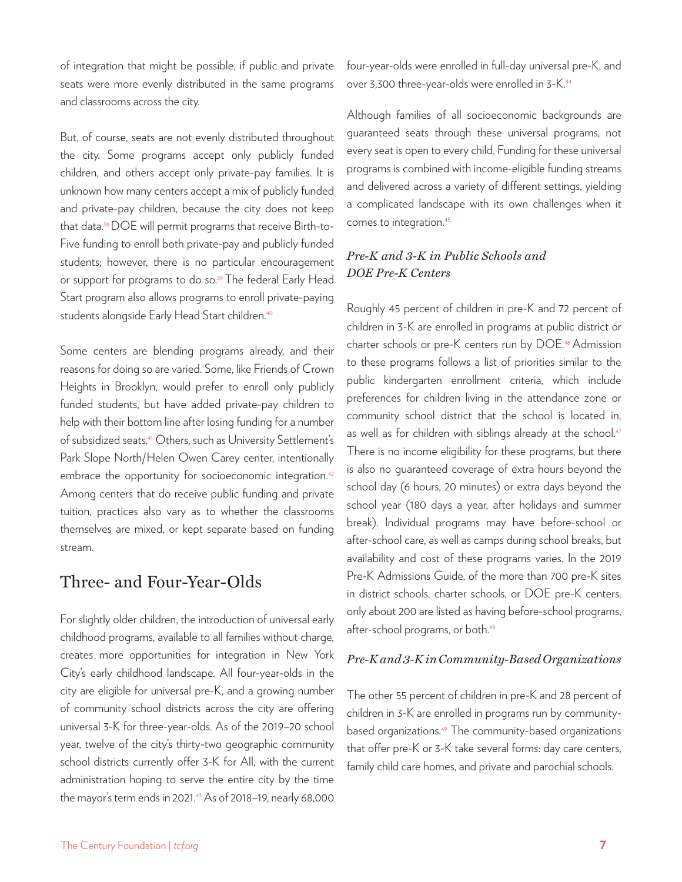of integration that might be possible, if public and private seats were more evenly distributed in the same programs and classrooms across the city.

But, of course, seats are not evenly distributed throughout the city. Some programs accept only publicly funded children, and others accept only private-pay families. It is unknown how many centers accept a mix of publicly funded and private-pay children, because the city does not keep that data.[38] DOE will permit programs that receive Birth-to-Five funding to enroll both private-pay and publicly funded students; however, there is no particular encouragement or support for programs to do so.[39] The federal Early Head Start program also allows programs to enroll private-paying students alongside Early Head Start children.[40]

Some centers are blending programs already, and their reasons for doing so are varied. Some, like Friends of Crown Heights in Brooklyn, would prefer to enroll only publicly funded students, but have added private-pay children to help with their bottom line after losing funding for a number of subsidized seats.[41] Others, such as University Settlement's Park Slope North/Helen Owen Carey center, intentionally embrace the opportunity for socioeconomic integration.[42] Among centers that do receive public funding and private tuition, practices also vary as to whether the classrooms themselves are mixed, or kept separate based on funding stream.

## Three- and Four-Year-Olds

For slightly older children, the introduction of universal early childhood programs, available to all families without charge, creates more opportunities for integration in New York City's early childhood landscape. All four-year-olds in the city are eligible for universal pre-K, and a growing number of community school districts across the city are offering universal 3-K for three-year-olds. As of the 2019–20 school year, twelve of the city's thirty-two geographic community school districts currently offer 3-K for All, with the current administration hoping to serve the entire city by the time the mayor's term ends in 2021.[43] As of 2018–19, nearly 68,000 four-year-olds were enrolled in full-day universal pre-K, and over 3,300 three-year-olds were enrolled in 3-K.[44]

Although families of all socioeconomic backgrounds are guaranteed seats through these universal programs, not every seat is open to every child. Funding for these universal programs is combined with income-eligible funding streams and delivered across a variety of different settings, yielding a complicated landscape with its own challenges when it comes to integration.[45]

### *Pre-K and 3-K in Public Schools and DOE Pre-K Centers*

Roughly 45 percent of children in pre-K and 72 percent of children in 3-K are enrolled in programs at public district or charter schools or pre-K centers run by DOE.[46] Admission to these programs follows a list of priorities similar to the public kindergarten enrollment criteria, which include preferences for children living in the attendance zone or community school district that the school is located in, as well as for children with siblings already at the school.[47] There is no income eligibility for these programs, but there is also no guaranteed coverage of extra hours beyond the school day (6 hours, 20 minutes) or extra days beyond the school year (180 days a year, after holidays and summer break). Individual programs may have before-school or after-school care, as well as camps during school breaks, but availability and cost of these programs varies. In the 2019 Pre-K Admissions Guide, of the more than 700 pre-K sites in district schools, charter schools, or DOE pre-K centers, only about 200 are listed as having before-school programs, after-school programs, or both.[48]

### *Pre-K and 3-K in Community-Based Organizations*

The other 55 percent of children in pre-K and 28 percent of children in 3-K are enrolled in programs run by community-based organizations.[49] The community-based organizations that offer pre-K or 3-K take several forms: day care centers, family child care homes, and private and parochial schools.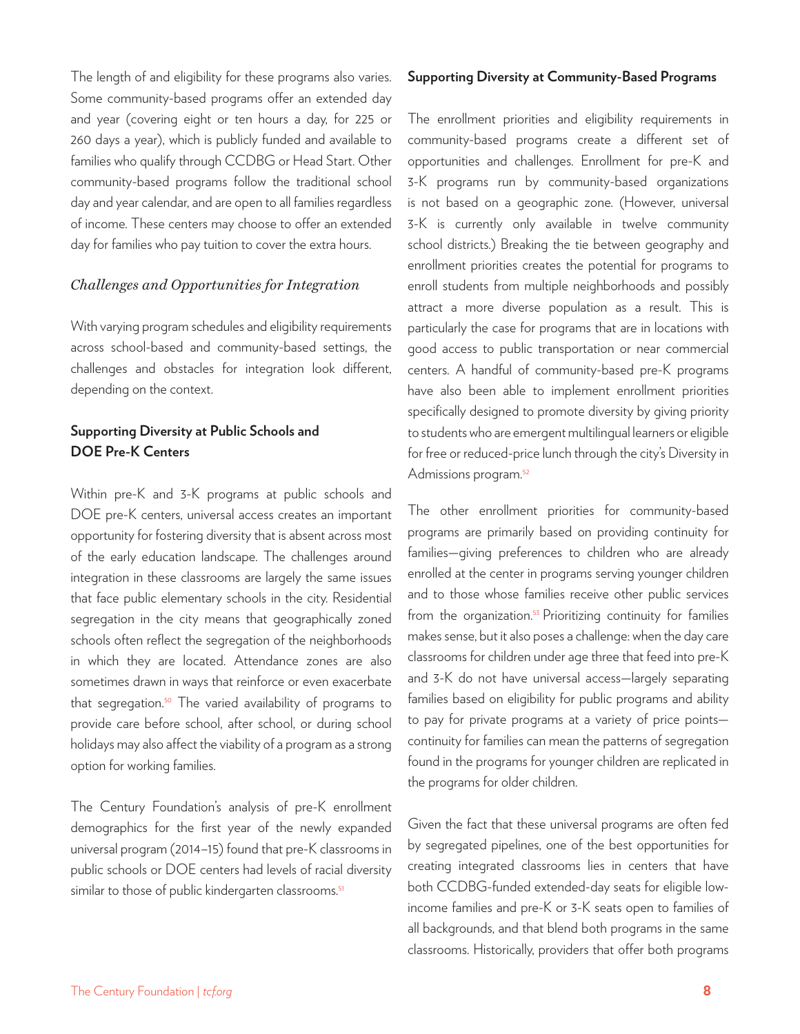The length of and eligibility for these programs also varies. Some community-based programs offer an extended day and year (covering eight or ten hours a day, for 225 or 260 days a year), which is publicly funded and available to families who qualify through CCDBG or Head Start. Other community-based programs follow the traditional school day and year calendar, and are open to all families regardless of income. These centers may choose to offer an extended day for families who pay tuition to cover the extra hours.

### *Challenges and Opportunities for Integration*

With varying program schedules and eligibility requirements across school-based and community-based settings, the challenges and obstacles for integration look different, depending on the context.

#### Supporting Diversity at Public Schools and DOE Pre-K Centers

Within pre-K and 3-K programs at public schools and DOE pre-K centers, universal access creates an important opportunity for fostering diversity that is absent across most of the early education landscape. The challenges around integration in these classrooms are largely the same issues that face public elementary schools in the city. Residential segregation in the city means that geographically zoned schools often reflect the segregation of the neighborhoods in which they are located. Attendance zones are also sometimes drawn in ways that reinforce or even exacerbate that segregation.[50] The varied availability of programs to provide care before school, after school, or during school holidays may also affect the viability of a program as a strong option for working families.

The Century Foundation's analysis of pre-K enrollment demographics for the first year of the newly expanded universal program (2014–15) found that pre-K classrooms in public schools or DOE centers had levels of racial diversity similar to those of public kindergarten classrooms.[51]

#### Supporting Diversity at Community-Based Programs

The enrollment priorities and eligibility requirements in community-based programs create a different set of opportunities and challenges. Enrollment for pre-K and 3-K programs run by community-based organizations is not based on a geographic zone. (However, universal 3-K is currently only available in twelve community school districts.) Breaking the tie between geography and enrollment priorities creates the potential for programs to enroll students from multiple neighborhoods and possibly attract a more diverse population as a result. This is particularly the case for programs that are in locations with good access to public transportation or near commercial centers. A handful of community-based pre-K programs have also been able to implement enrollment priorities specifically designed to promote diversity by giving priority to students who are emergent multilingual learners or eligible for free or reduced-price lunch through the city's Diversity in Admissions program.[52]

The other enrollment priorities for community-based programs are primarily based on providing continuity for families—giving preferences to children who are already enrolled at the center in programs serving younger children and to those whose families receive other public services from the organization.[53] Prioritizing continuity for families makes sense, but it also poses a challenge: when the day care classrooms for children under age three that feed into pre-K and 3-K do not have universal access—largely separating families based on eligibility for public programs and ability to pay for private programs at a variety of price points—continuity for families can mean the patterns of segregation found in the programs for younger children are replicated in the programs for older children.

Given the fact that these universal programs are often fed by segregated pipelines, one of the best opportunities for creating integrated classrooms lies in centers that have both CCDBG-funded extended-day seats for eligible low-income families and pre-K or 3-K seats open to families of all backgrounds, and that blend both programs in the same classrooms. Historically, providers that offer both programs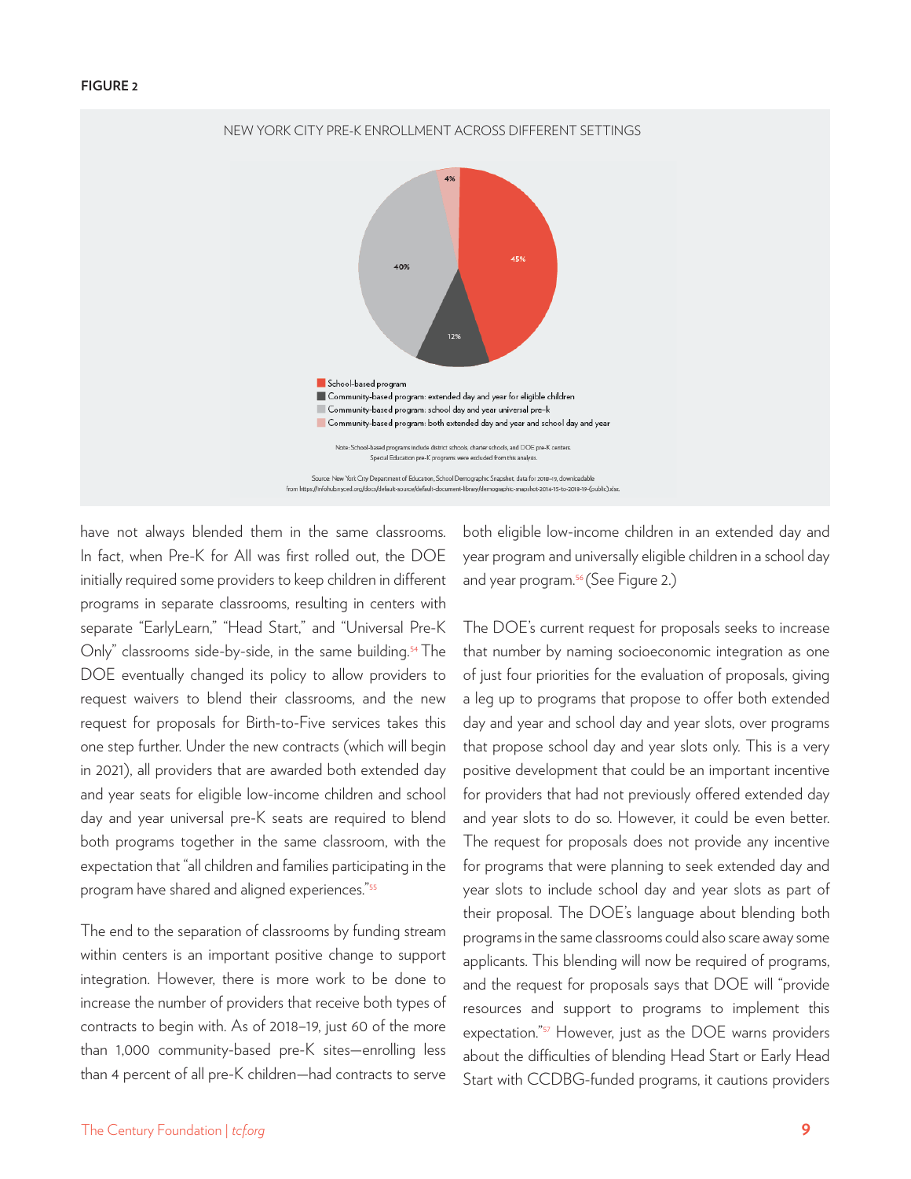**FIGURE 2**

NEW YORK CITY PRE-K ENROLLMENT ACROSS DIFFERENT SETTINGS

| Setting | Share |
|---|---|
| School-based program | 45% |
| Community-based program: extended day and year for eligible children | 12% |
| Community-based program: school day and year universal pre-k | 40% |
| Community-based program: both extended day and year and school day and year | 4% |

Note: School-based programs include district schools, charter schools, and DOE pre-K centers. Special Education pre-K programs were excluded from this analysis.

Source: New York City Department of Education, School Demographic Snapshot, data for 2018–19, downloadable from https://infohub.nyced.org/docs/default-source/default-document-library/demographic-snapshot-2014-15-to-2018-19-(public).xlsx.

have not always blended them in the same classrooms. In fact, when Pre-K for All was first rolled out, the DOE initially required some providers to keep children in different programs in separate classrooms, resulting in centers with separate "EarlyLearn," "Head Start," and "Universal Pre-K Only" classrooms side-by-side, in the same building.[54] The DOE eventually changed its policy to allow providers to request waivers to blend their classrooms, and the new request for proposals for Birth-to-Five services takes this one step further. Under the new contracts (which will begin in 2021), all providers that are awarded both extended day and year seats for eligible low-income children and school day and year universal pre-K seats are required to blend both programs together in the same classroom, with the expectation that "all children and families participating in the program have shared and aligned experiences."[55]

The end to the separation of classrooms by funding stream within centers is an important positive change to support integration. However, there is more work to be done to increase the number of providers that receive both types of contracts to begin with. As of 2018–19, just 60 of the more than 1,000 community-based pre-K sites—enrolling less than 4 percent of all pre-K children—had contracts to serve both eligible low-income children in an extended day and year program and universally eligible children in a school day and year program.[56] (See Figure 2.)

The DOE's current request for proposals seeks to increase that number by naming socioeconomic integration as one of just four priorities for the evaluation of proposals, giving a leg up to programs that propose to offer both extended day and year and school day and year slots, over programs that propose school day and year slots only. This is a very positive development that could be an important incentive for providers that had not previously offered extended day and year slots to do so. However, it could be even better. The request for proposals does not provide any incentive for programs that were planning to seek extended day and year slots to include school day and year slots as part of their proposal. The DOE's language about blending both programs in the same classrooms could also scare away some applicants. This blending will now be required of programs, and the request for proposals says that DOE will "provide resources and support to programs to implement this expectation."[57] However, just as the DOE warns providers about the difficulties of blending Head Start or Early Head Start with CCDBG-funded programs, it cautions providers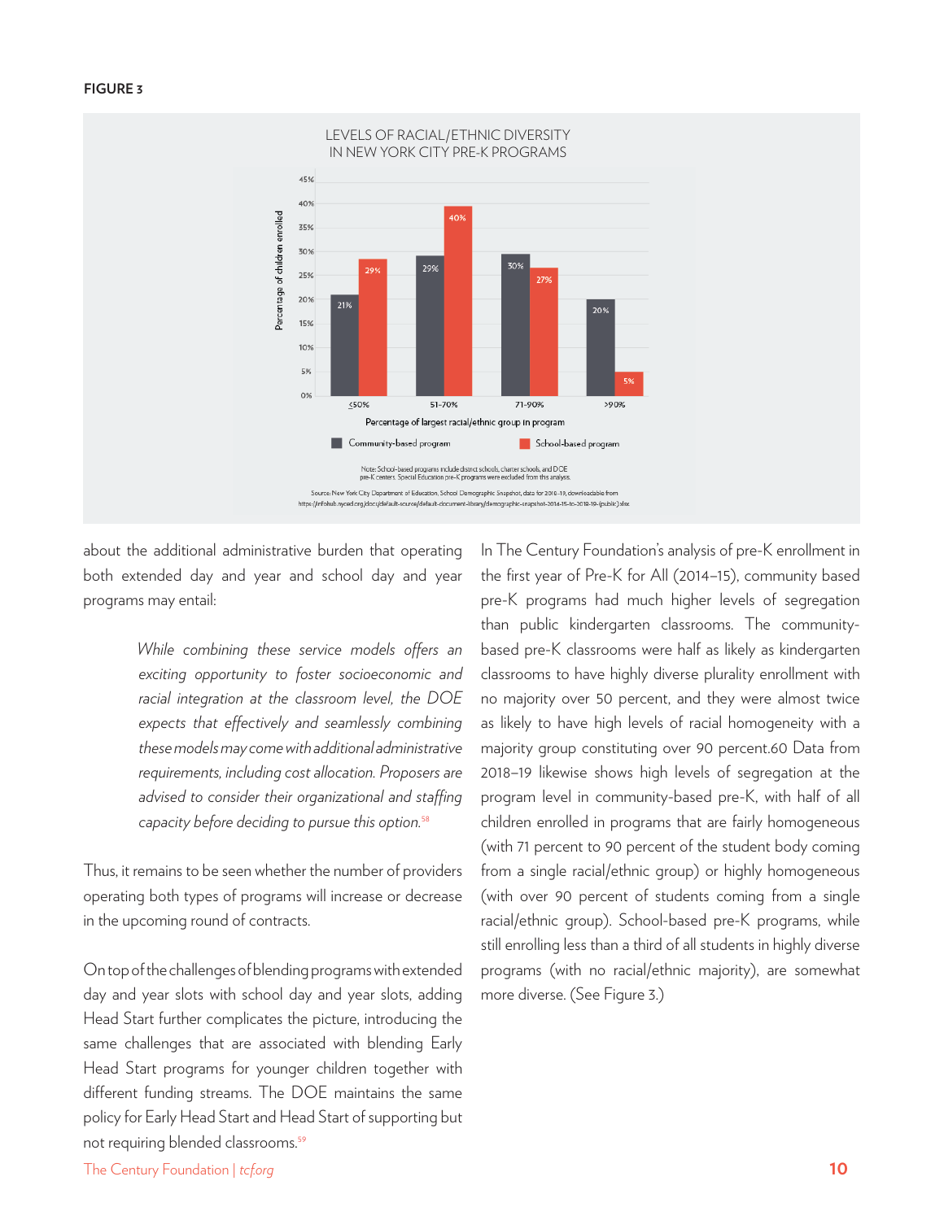**FIGURE 3**

LEVELS OF RACIAL/ETHNIC DIVERSITY IN NEW YORK CITY PRE-K PROGRAMS

| Percentage of largest racial/ethnic group in program | Community-based program | School-based program |
|---|---|---|
| ≤50% | 21% | 29% |
| 51–70% | 29% | 40% |
| 71–90% | 30% | 27% |
| >90% | 20% | 5% |

Note: School-based programs include district schools, charter schools, and DOE pre-K centers. Special Education pre-K programs were excluded from this analysis.

Source: New York City Department of Education, School Demographic Snapshot, data for 2018–19, downloadable from https://infohub.nyced.org/docs/default-source/default-document-library/demographic-snapshot-2014-15-to-2018-19-(public).xlsx

about the additional administrative burden that operating both extended day and year and school day and year programs may entail:

> *While combining these service models offers an exciting opportunity to foster socioeconomic and racial integration at the classroom level, the DOE expects that effectively and seamlessly combining these models may come with additional administrative requirements, including cost allocation. Proposers are advised to consider their organizational and staffing capacity before deciding to pursue this option.*[58]

Thus, it remains to be seen whether the number of providers operating both types of programs will increase or decrease in the upcoming round of contracts.

On top of the challenges of blending programs with extended day and year slots with school day and year slots, adding Head Start further complicates the picture, introducing the same challenges that are associated with blending Early Head Start programs for younger children together with different funding streams. The DOE maintains the same policy for Early Head Start and Head Start of supporting but not requiring blended classrooms.[59]

In The Century Foundation's analysis of pre-K enrollment in the first year of Pre-K for All (2014–15), community based pre-K programs had much higher levels of segregation than public kindergarten classrooms. The community-based pre-K classrooms were half as likely as kindergarten classrooms to have highly diverse plurality enrollment with no majority over 50 percent, and they were almost twice as likely to have high levels of racial homogeneity with a majority group constituting over 90 percent.60 Data from 2018–19 likewise shows high levels of segregation at the program level in community-based pre-K, with half of all children enrolled in programs that are fairly homogeneous (with 71 percent to 90 percent of the student body coming from a single racial/ethnic group) or highly homogeneous (with over 90 percent of students coming from a single racial/ethnic group). School-based pre-K programs, while still enrolling less than a third of all students in highly diverse programs (with no racial/ethnic majority), are somewhat more diverse. (See Figure 3.)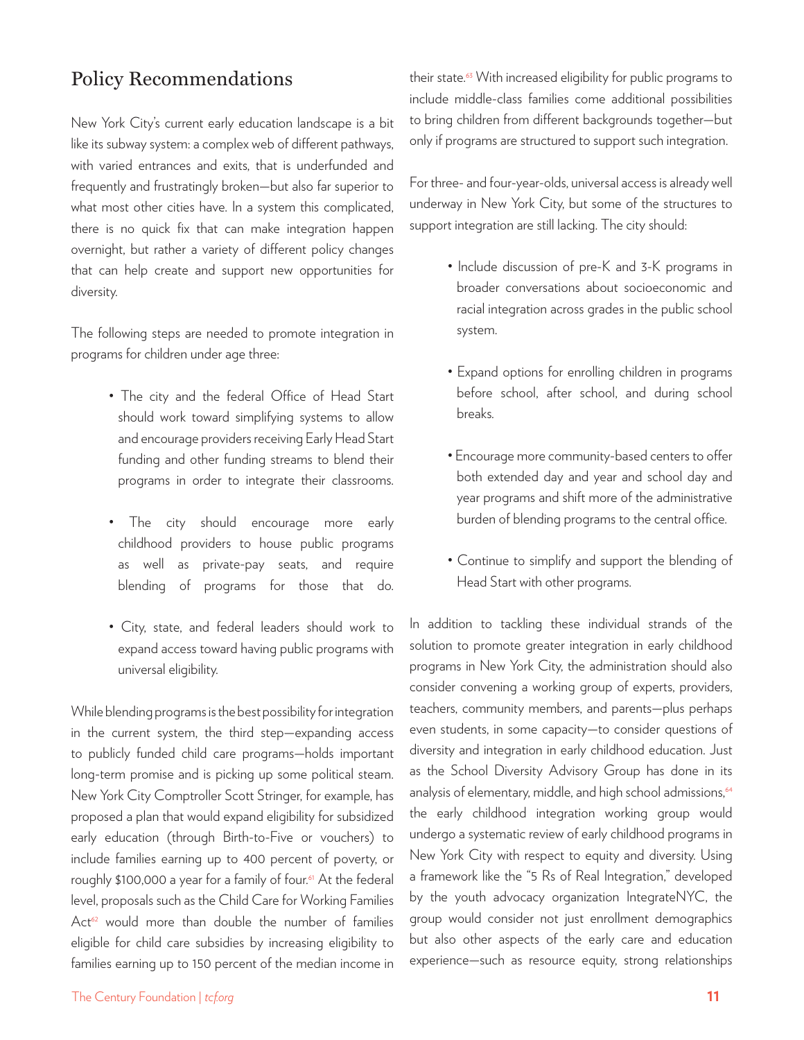## Policy Recommendations

New York City's current early education landscape is a bit like its subway system: a complex web of different pathways, with varied entrances and exits, that is underfunded and frequently and frustratingly broken—but also far superior to what most other cities have. In a system this complicated, there is no quick fix that can make integration happen overnight, but rather a variety of different policy changes that can help create and support new opportunities for diversity.

The following steps are needed to promote integration in programs for children under age three:

- The city and the federal Office of Head Start should work toward simplifying systems to allow and encourage providers receiving Early Head Start funding and other funding streams to blend their programs in order to integrate their classrooms.
- The city should encourage more early childhood providers to house public programs as well as private-pay seats, and require blending of programs for those that do.
- City, state, and federal leaders should work to expand access toward having public programs with universal eligibility.

While blending programs is the best possibility for integration in the current system, the third step—expanding access to publicly funded child care programs—holds important long-term promise and is picking up some political steam. New York City Comptroller Scott Stringer, for example, has proposed a plan that would expand eligibility for subsidized early education (through Birth-to-Five or vouchers) to include families earning up to 400 percent of poverty, or roughly $100,000 a year for a family of four.[61] At the federal level, proposals such as the Child Care for Working Families Act[62] would more than double the number of families eligible for child care subsidies by increasing eligibility to families earning up to 150 percent of the median income in their state.[63] With increased eligibility for public programs to include middle-class families come additional possibilities to bring children from different backgrounds together—but only if programs are structured to support such integration.

For three- and four-year-olds, universal access is already well underway in New York City, but some of the structures to support integration are still lacking. The city should:

- Include discussion of pre-K and 3-K programs in broader conversations about socioeconomic and racial integration across grades in the public school system.
- Expand options for enrolling children in programs before school, after school, and during school breaks.
- Encourage more community-based centers to offer both extended day and year and school day and year programs and shift more of the administrative burden of blending programs to the central office.
- Continue to simplify and support the blending of Head Start with other programs.

In addition to tackling these individual strands of the solution to promote greater integration in early childhood programs in New York City, the administration should also consider convening a working group of experts, providers, teachers, community members, and parents—plus perhaps even students, in some capacity—to consider questions of diversity and integration in early childhood education. Just as the School Diversity Advisory Group has done in its analysis of elementary, middle, and high school admissions,[64] the early childhood integration working group would undergo a systematic review of early childhood programs in New York City with respect to equity and diversity. Using a framework like the "5 Rs of Real Integration," developed by the youth advocacy organization IntegrateNYC, the group would consider not just enrollment demographics but also other aspects of the early care and education experience—such as resource equity, strong relationships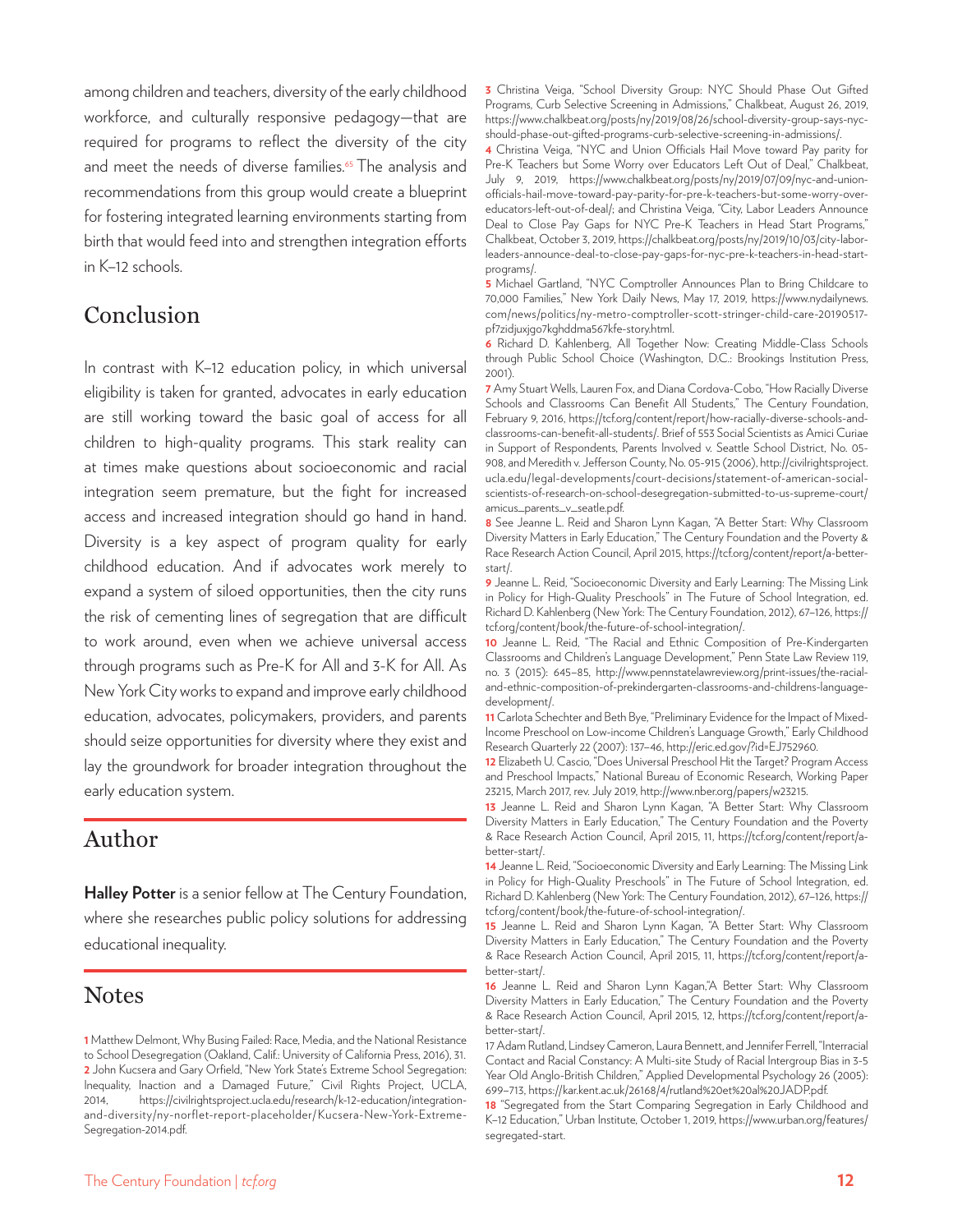among children and teachers, diversity of the early childhood workforce, and culturally responsive pedagogy—that are required for programs to reflect the diversity of the city and meet the needs of diverse families.[65] The analysis and recommendations from this group would create a blueprint for fostering integrated learning environments starting from birth that would feed into and strengthen integration efforts in K–12 schools.

## Conclusion

In contrast with K–12 education policy, in which universal eligibility is taken for granted, advocates in early education are still working toward the basic goal of access for all children to high-quality programs. This stark reality can at times make questions about socioeconomic and racial integration seem premature, but the fight for increased access and increased integration should go hand in hand. Diversity is a key aspect of program quality for early childhood education. And if advocates work merely to expand a system of siloed opportunities, then the city runs the risk of cementing lines of segregation that are difficult to work around, even when we achieve universal access through programs such as Pre-K for All and 3-K for All. As New York City works to expand and improve early childhood education, advocates, policymakers, providers, and parents should seize opportunities for diversity where they exist and lay the groundwork for broader integration throughout the early education system.

## Author

**Halley Potter** is a senior fellow at The Century Foundation, where she researches public policy solutions for addressing educational inequality.

## Notes

1 Matthew Delmont, Why Busing Failed: Race, Media, and the National Resistance to School Desegregation (Oakland, Calif.: University of California Press, 2016), 31.

2 John Kucsera and Gary Orfield, "New York State's Extreme School Segregation: Inequality, Inaction and a Damaged Future," Civil Rights Project, UCLA, 2014, https://civilrightsproject.ucla.edu/research/k-12-education/integration-and-diversity/ny-norflet-report-placeholder/Kucsera-New-York-Extreme-Segregation-2014.pdf.

3 Christina Veiga, "School Diversity Group: NYC Should Phase Out Gifted Programs, Curb Selective Screening in Admissions," Chalkbeat, August 26, 2019, https://www.chalkbeat.org/posts/ny/2019/08/26/school-diversity-group-says-nyc-should-phase-out-gifted-programs-curb-selective-screening-in-admissions/.

4 Christina Veiga, "NYC and Union Officials Hail Move toward Pay parity for Pre-K Teachers but Some Worry over Educators Left Out of Deal," Chalkbeat, July 9, 2019, https://www.chalkbeat.org/posts/ny/2019/07/09/nyc-and-union-officials-hail-move-toward-pay-parity-for-pre-k-teachers-but-some-worry-over-educators-left-out-of-deal/; and Christina Veiga, "City, Labor Leaders Announce Deal to Close Pay Gaps for NYC Pre-K Teachers in Head Start Programs," Chalkbeat, October 3, 2019, https://chalkbeat.org/posts/ny/2019/10/03/city-labor-leaders-announce-deal-to-close-pay-gaps-for-nyc-pre-k-teachers-in-head-start-programs/.

5 Michael Gartland, "NYC Comptroller Announces Plan to Bring Childcare to 70,000 Families," New York Daily News, May 17, 2019, https://www.nydailynews.com/news/politics/ny-metro-comptroller-scott-stringer-child-care-20190517-pf7zidjuxjgo7kghddma567kfe-story.html.

6 Richard D. Kahlenberg, All Together Now: Creating Middle-Class Schools through Public School Choice (Washington, D.C.: Brookings Institution Press, 2001).

7 Amy Stuart Wells, Lauren Fox, and Diana Cordova-Cobo, "How Racially Diverse Schools and Classrooms Can Benefit All Students," The Century Foundation, February 9, 2016, https://tcf.org/content/report/how-racially-diverse-schools-and-classrooms-can-benefit-all-students/. Brief of 553 Social Scientists as Amici Curiae in Support of Respondents, Parents Involved v. Seattle School District, No. 05-908, and Meredith v. Jefferson County, No. 05-915 (2006), http://civilrightsproject.ucla.edu/legal-developments/court-decisions/statement-of-american-social-scientists-of-research-on-school-desegregation-submitted-to-us-supreme-court/amicus_parents_v_seatle.pdf.

8 See Jeanne L. Reid and Sharon Lynn Kagan, "A Better Start: Why Classroom Diversity Matters in Early Education," The Century Foundation and the Poverty & Race Research Action Council, April 2015, https://tcf.org/content/report/a-better-start/.

9 Jeanne L. Reid, "Socioeconomic Diversity and Early Learning: The Missing Link in Policy for High-Quality Preschools" in The Future of School Integration, ed. Richard D. Kahlenberg (New York: The Century Foundation, 2012), 67–126, https://tcf.org/content/book/the-future-of-school-integration/.

10 Jeanne L. Reid, "The Racial and Ethnic Composition of Pre-Kindergarten Classrooms and Children's Language Development," Penn State Law Review 119, no. 3 (2015): 645–85, http://www.pennstatelawreview.org/print-issues/the-racial-and-ethnic-composition-of-prekindergarten-classrooms-and-childrens-language-development/.

11 Carlota Schechter and Beth Bye, "Preliminary Evidence for the Impact of Mixed-Income Preschool on Low-income Children's Language Growth," Early Childhood Research Quarterly 22 (2007): 137–46, http://eric.ed.gov/?id=EJ752960.

12 Elizabeth U. Cascio, "Does Universal Preschool Hit the Target? Program Access and Preschool Impacts," National Bureau of Economic Research, Working Paper 23215, March 2017, rev. July 2019, http://www.nber.org/papers/w23215.

13 Jeanne L. Reid and Sharon Lynn Kagan, "A Better Start: Why Classroom Diversity Matters in Early Education," The Century Foundation and the Poverty & Race Research Action Council, April 2015, 11, https://tcf.org/content/report/a-better-start/.

14 Jeanne L. Reid, "Socioeconomic Diversity and Early Learning: The Missing Link in Policy for High-Quality Preschools" in The Future of School Integration, ed. Richard D. Kahlenberg (New York: The Century Foundation, 2012), 67–126, https://tcf.org/content/book/the-future-of-school-integration/.

15 Jeanne L. Reid and Sharon Lynn Kagan, "A Better Start: Why Classroom Diversity Matters in Early Education," The Century Foundation and the Poverty & Race Research Action Council, April 2015, 11, https://tcf.org/content/report/a-better-start/.

16 Jeanne L. Reid and Sharon Lynn Kagan,"A Better Start: Why Classroom Diversity Matters in Early Education," The Century Foundation and the Poverty & Race Research Action Council, April 2015, 12, https://tcf.org/content/report/a-better-start/.

17 Adam Rutland, Lindsey Cameron, Laura Bennett, and Jennifer Ferrell, "Interracial Contact and Racial Constancy: A Multi-site Study of Racial Intergroup Bias in 3-5 Year Old Anglo-British Children," Applied Developmental Psychology 26 (2005): 699–713, https://kar.kent.ac.uk/26168/4/rutland%20et%20al%20JADP.pdf.

18 "Segregated from the Start Comparing Segregation in Early Childhood and K–12 Education," Urban Institute, October 1, 2019, https://www.urban.org/features/segregated-start.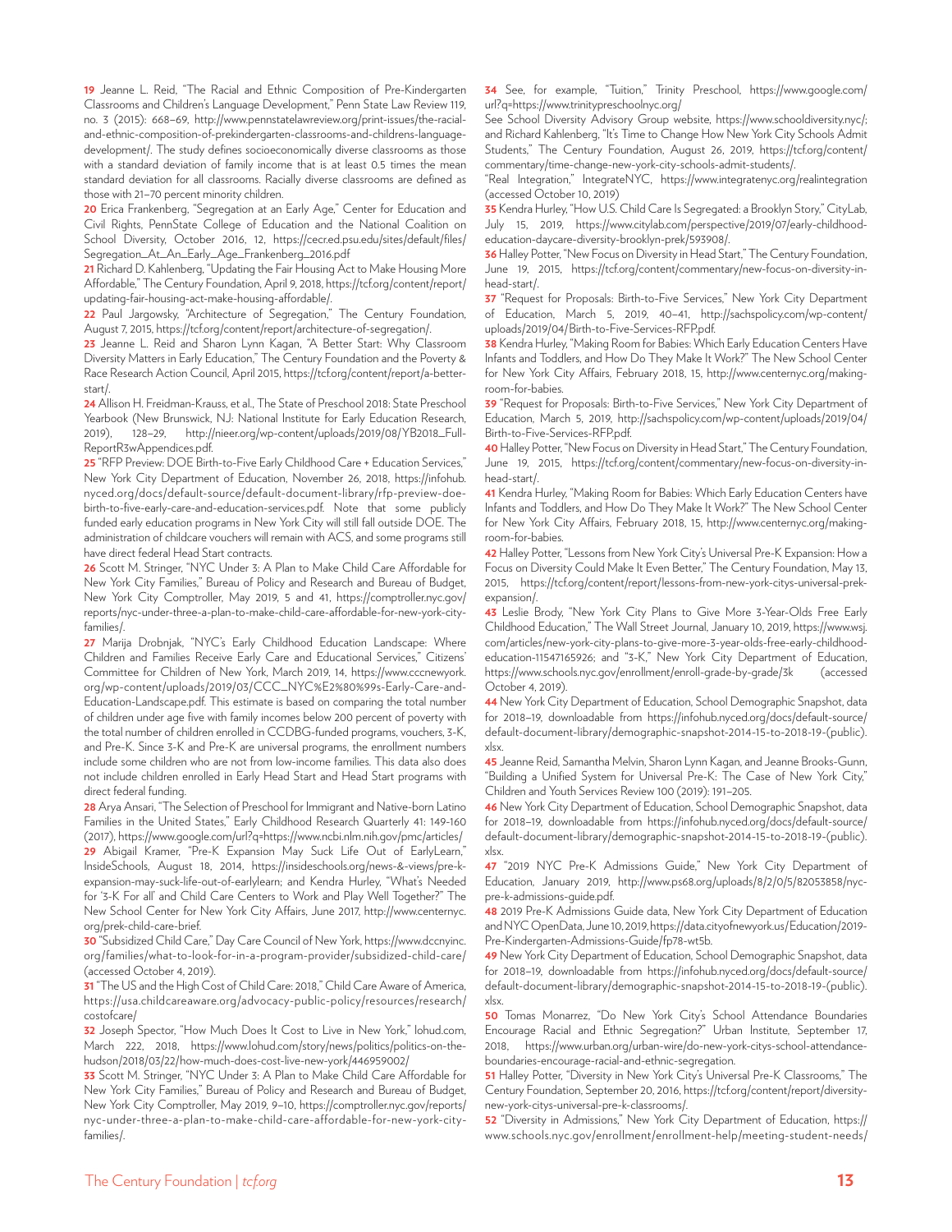19 Jeanne L. Reid, "The Racial and Ethnic Composition of Pre-Kindergarten Classrooms and Children's Language Development," Penn State Law Review 119, no. 3 (2015): 668–69, http://www.pennstatelawreview.org/print-issues/the-racial-and-ethnic-composition-of-prekindergarten-classrooms-and-childrens-language-development/. The study defines socioeconomically diverse classrooms as those with a standard deviation of family income that is at least 0.5 times the mean standard deviation for all classrooms. Racially diverse classrooms are defined as those with 21–70 percent minority children.

20 Erica Frankenberg, "Segregation at an Early Age," Center for Education and Civil Rights, PennState College of Education and the National Coalition on School Diversity, October 2016, 12, https://cecr.ed.psu.edu/sites/default/files/Segregation_At_An_Early_Age_Frankenberg_2016.pdf

21 Richard D. Kahlenberg, "Updating the Fair Housing Act to Make Housing More Affordable," The Century Foundation, April 9, 2018, https://tcf.org/content/report/updating-fair-housing-act-make-housing-affordable/.

22 Paul Jargowsky, "Architecture of Segregation," The Century Foundation, August 7, 2015, https://tcf.org/content/report/architecture-of-segregation/.

23 Jeanne L. Reid and Sharon Lynn Kagan, "A Better Start: Why Classroom Diversity Matters in Early Education," The Century Foundation and the Poverty & Race Research Action Council, April 2015, https://tcf.org/content/report/a-better-start/.

24 Allison H. Freidman-Krauss, et al., The State of Preschool 2018: State Preschool Yearbook (New Brunswick, NJ: National Institute for Early Education Research, 2019), 128–29, http://nieer.org/wp-content/uploads/2019/08/YB2018_Full-ReportR3wAppendices.pdf.

25 "RFP Preview: DOE Birth-to-Five Early Childhood Care + Education Services," New York City Department of Education, November 26, 2018, https://infohub.nyced.org/docs/default-source/default-document-library/rfp-preview-doe-birth-to-five-early-care-and-education-services.pdf. Note that some publicly funded early education programs in New York City will still fall outside DOE. The administration of childcare vouchers will remain with ACS, and some programs still have direct federal Head Start contracts.

26 Scott M. Stringer, "NYC Under 3: A Plan to Make Child Care Affordable for New York City Families," Bureau of Policy and Research and Bureau of Budget, New York City Comptroller, May 2019, 5 and 41, https://comptroller.nyc.gov/reports/nyc-under-three-a-plan-to-make-child-care-affordable-for-new-york-city-families/.

27 Marija Drobnjak, "NYC's Early Childhood Education Landscape: Where Children and Families Receive Early Care and Educational Services," Citizens' Committee for Children of New York, March 2019, 14, https://www.cccnewyork.org/wp-content/uploads/2019/03/CCC_NYC%E2%80%99s-Early-Care-and-Education-Landscape.pdf. This estimate is based on comparing the total number of children under age five with family incomes below 200 percent of poverty with the total number of children enrolled in CCDBG-funded programs, vouchers, 3-K, and Pre-K. Since 3-K and Pre-K are universal programs, the enrollment numbers include some children who are not from low-income families. This data also does not include children enrolled in Early Head Start and Head Start programs with direct federal funding.

28 Arya Ansari, "The Selection of Preschool for Immigrant and Native-born Latino Families in the United States," Early Childhood Research Quarterly 41: 149-160 (2017), https://www.google.com/url?q=https://www.ncbi.nlm.nih.gov/pmc/articles/

29 Abigail Kramer, "Pre-K Expansion May Suck Life Out of EarlyLearn," InsideSchools, August 18, 2014, https://insideschools.org/news-&-views/pre-k-expansion-may-suck-life-out-of-earlylearn; and Kendra Hurley, "What's Needed for '3-K For all' and Child Care Centers to Work and Play Well Together?" The New School Center for New York City Affairs, June 2017, http://www.centernyc.org/prek-child-care-brief.

30 "Subsidized Child Care," Day Care Council of New York, https://www.dccnyinc.org/families/what-to-look-for-in-a-program-provider/subsidized-child-care/ (accessed October 4, 2019).

31 "The US and the High Cost of Child Care: 2018," Child Care Aware of America, https://usa.childcareaware.org/advocacy-public-policy/resources/research/costofcare/

32 Joseph Spector, "How Much Does It Cost to Live in New York," lohud.com, March 222, 2018, https://www.lohud.com/story/news/politics/politics-on-the-hudson/2018/03/22/how-much-does-cost-live-new-york/446959002/

33 Scott M. Stringer, "NYC Under 3: A Plan to Make Child Care Affordable for New York City Families," Bureau of Policy and Research and Bureau of Budget, New York City Comptroller, May 2019, 9–10, https://comptroller.nyc.gov/reports/nyc-under-three-a-plan-to-make-child-care-affordable-for-new-york-city-families/.

34 See, for example, "Tuition," Trinity Preschool, https://www.google.com/url?q=https://www.trinitypreschoolnyc.org/

See School Diversity Advisory Group website, https://www.schooldiversity.nyc/; and Richard Kahlenberg, "It's Time to Change How New York City Schools Admit Students," The Century Foundation, August 26, 2019, https://tcf.org/content/commentary/time-change-new-york-city-schools-admit-students/.

"Real Integration," IntegrateNYC, https://www.integratenyc.org/realintegration (accessed October 10, 2019)

35 Kendra Hurley, "How U.S. Child Care Is Segregated: a Brooklyn Story," CityLab, July 15, 2019, https://www.citylab.com/perspective/2019/07/early-childhood-education-daycare-diversity-brooklyn-prek/593908/.

36 Halley Potter, "New Focus on Diversity in Head Start," The Century Foundation, June 19, 2015, https://tcf.org/content/commentary/new-focus-on-diversity-in-head-start/.

37 "Request for Proposals: Birth-to-Five Services," New York City Department of Education, March 5, 2019, 40–41, http://sachspolicy.com/wp-content/uploads/2019/04/Birth-to-Five-Services-RFP.pdf.

38 Kendra Hurley, "Making Room for Babies: Which Early Education Centers Have Infants and Toddlers, and How Do They Make It Work?" The New School Center for New York City Affairs, February 2018, 15, http://www.centernyc.org/making-room-for-babies.

39 "Request for Proposals: Birth-to-Five Services," New York City Department of Education, March 5, 2019, http://sachspolicy.com/wp-content/uploads/2019/04/Birth-to-Five-Services-RFP.pdf.

40 Halley Potter, "New Focus on Diversity in Head Start," The Century Foundation, June 19, 2015, https://tcf.org/content/commentary/new-focus-on-diversity-in-head-start/.

41 Kendra Hurley, "Making Room for Babies: Which Early Education Centers have Infants and Toddlers, and How Do They Make It Work?" The New School Center for New York City Affairs, February 2018, 15, http://www.centernyc.org/making-room-for-babies.

42 Halley Potter, "Lessons from New York City's Universal Pre-K Expansion: How a Focus on Diversity Could Make It Even Better," The Century Foundation, May 13, 2015, https://tcf.org/content/report/lessons-from-new-york-citys-universal-prek-expansion/.

43 Leslie Brody, "New York City Plans to Give More 3-Year-Olds Free Early Childhood Education," The Wall Street Journal, January 10, 2019, https://www.wsj.com/articles/new-york-city-plans-to-give-more-3-year-olds-free-early-childhood-education-11547165926; and "3-K," New York City Department of Education, https://www.schools.nyc.gov/enrollment/enroll-grade-by-grade/3k (accessed October 4, 2019).

44 New York City Department of Education, School Demographic Snapshot, data for 2018–19, downloadable from https://infohub.nyced.org/docs/default-source/default-document-library/demographic-snapshot-2014-15-to-2018-19-(public).xlsx.

45 Jeanne Reid, Samantha Melvin, Sharon Lynn Kagan, and Jeanne Brooks-Gunn, "Building a Unified System for Universal Pre-K: The Case of New York City," Children and Youth Services Review 100 (2019): 191–205.

46 New York City Department of Education, School Demographic Snapshot, data for 2018–19, downloadable from https://infohub.nyced.org/docs/default-source/default-document-library/demographic-snapshot-2014-15-to-2018-19-(public).xlsx.

47 "2019 NYC Pre-K Admissions Guide," New York City Department of Education, January 2019, http://www.ps68.org/uploads/8/2/0/5/82053858/nyc-pre-k-admissions-guide.pdf.

48 2019 Pre-K Admissions Guide data, New York City Department of Education and NYC OpenData, June 10, 2019, https://data.cityofnewyork.us/Education/2019-Pre-Kindergarten-Admissions-Guide/fp78-wt5b.

49 New York City Department of Education, School Demographic Snapshot, data for 2018–19, downloadable from https://infohub.nyced.org/docs/default-source/default-document-library/demographic-snapshot-2014-15-to-2018-19-(public).xlsx.

50 Tomas Monarrez, "Do New York City's School Attendance Boundaries Encourage Racial and Ethnic Segregation?" Urban Institute, September 17, 2018, https://www.urban.org/urban-wire/do-new-york-citys-school-attendance-boundaries-encourage-racial-and-ethnic-segregation.

51 Halley Potter, "Diversity in New York City's Universal Pre-K Classrooms," The Century Foundation, September 20, 2016, https://tcf.org/content/report/diversity-new-york-citys-universal-pre-k-classrooms/.

52 "Diversity in Admissions," New York City Department of Education, https://www.schools.nyc.gov/enrollment/enrollment-help/meeting-student-needs/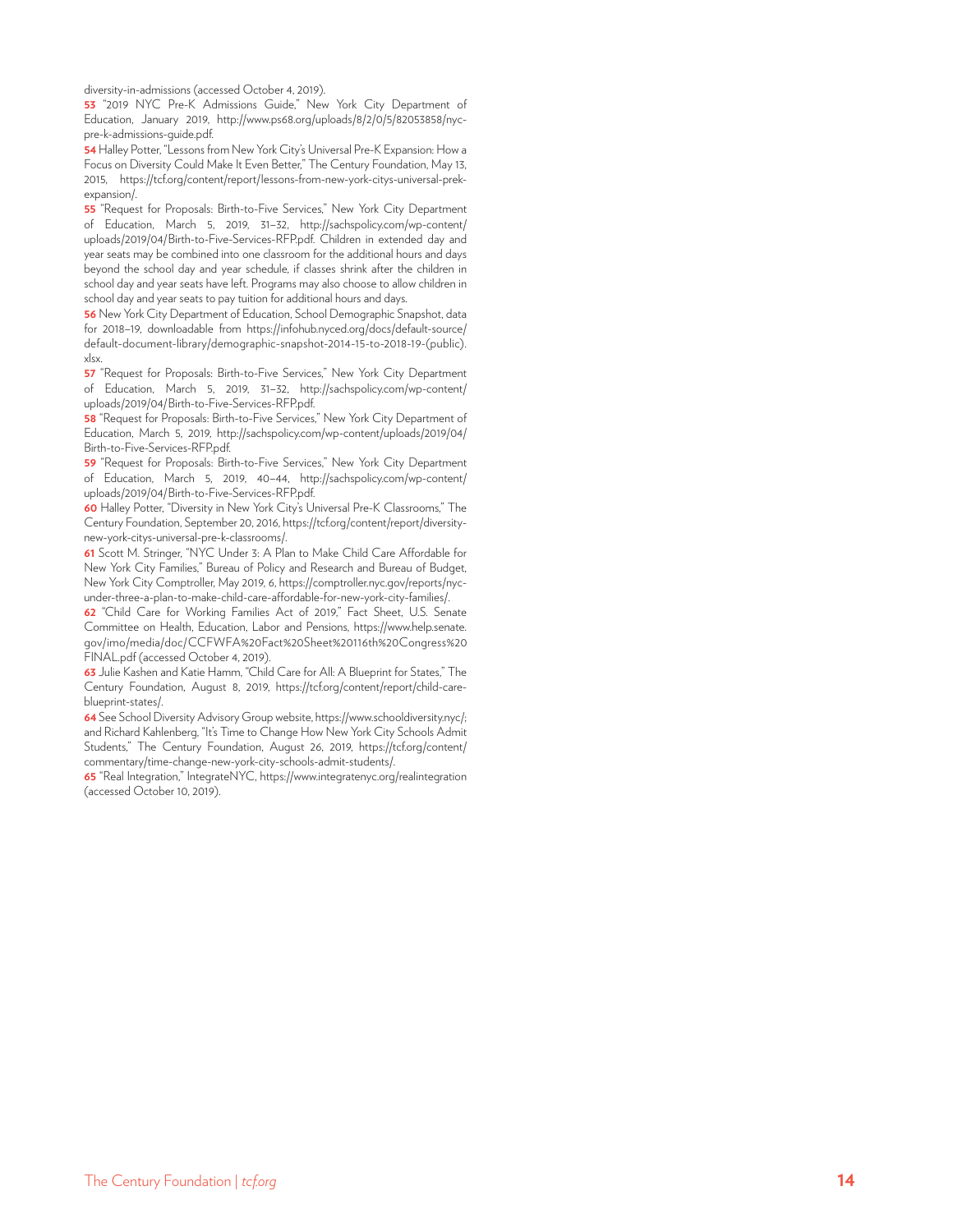diversity-in-admissions (accessed October 4, 2019).

**53** "2019 NYC Pre-K Admissions Guide," New York City Department of Education, January 2019, http://www.ps68.org/uploads/8/2/0/5/82053858/nyc-pre-k-admissions-guide.pdf.

**54** Halley Potter, "Lessons from New York City's Universal Pre-K Expansion: How a Focus on Diversity Could Make It Even Better," The Century Foundation, May 13, 2015, https://tcf.org/content/report/lessons-from-new-york-citys-universal-prek-expansion/.

**55** "Request for Proposals: Birth-to-Five Services," New York City Department of Education, March 5, 2019, 31–32, http://sachspolicy.com/wp-content/uploads/2019/04/Birth-to-Five-Services-RFP.pdf. Children in extended day and year seats may be combined into one classroom for the additional hours and days beyond the school day and year schedule, if classes shrink after the children in school day and year seats have left. Programs may also choose to allow children in school day and year seats to pay tuition for additional hours and days.

**56** New York City Department of Education, School Demographic Snapshot, data for 2018–19, downloadable from https://infohub.nyced.org/docs/default-source/default-document-library/demographic-snapshot-2014-15-to-2018-19-(public).xlsx.

**57** "Request for Proposals: Birth-to-Five Services," New York City Department of Education, March 5, 2019, 31–32, http://sachspolicy.com/wp-content/uploads/2019/04/Birth-to-Five-Services-RFP.pdf.

**58** "Request for Proposals: Birth-to-Five Services," New York City Department of Education, March 5, 2019, http://sachspolicy.com/wp-content/uploads/2019/04/Birth-to-Five-Services-RFP.pdf.

**59** "Request for Proposals: Birth-to-Five Services," New York City Department of Education, March 5, 2019, 40–44, http://sachspolicy.com/wp-content/uploads/2019/04/Birth-to-Five-Services-RFP.pdf.

**60** Halley Potter, "Diversity in New York City's Universal Pre-K Classrooms," The Century Foundation, September 20, 2016, https://tcf.org/content/report/diversity-new-york-citys-universal-pre-k-classrooms/.

**61** Scott M. Stringer, "NYC Under 3: A Plan to Make Child Care Affordable for New York City Families," Bureau of Policy and Research and Bureau of Budget, New York City Comptroller, May 2019, 6, https://comptroller.nyc.gov/reports/nyc-under-three-a-plan-to-make-child-care-affordable-for-new-york-city-families/.

**62** "Child Care for Working Families Act of 2019," Fact Sheet, U.S. Senate Committee on Health, Education, Labor and Pensions, https://www.help.senate.gov/imo/media/doc/CCFWFA%20Fact%20Sheet%20116th%20Congress%20FINAL.pdf (accessed October 4, 2019).

**63** Julie Kashen and Katie Hamm, "Child Care for All: A Blueprint for States," The Century Foundation, August 8, 2019, https://tcf.org/content/report/child-care-blueprint-states/.

**64** See School Diversity Advisory Group website, https://www.schooldiversity.nyc/; and Richard Kahlenberg, "It's Time to Change How New York City Schools Admit Students," The Century Foundation, August 26, 2019, https://tcf.org/content/commentary/time-change-new-york-city-schools-admit-students/.

**65** "Real Integration," IntegrateNYC, https://www.integratenyc.org/realintegration (accessed October 10, 2019).